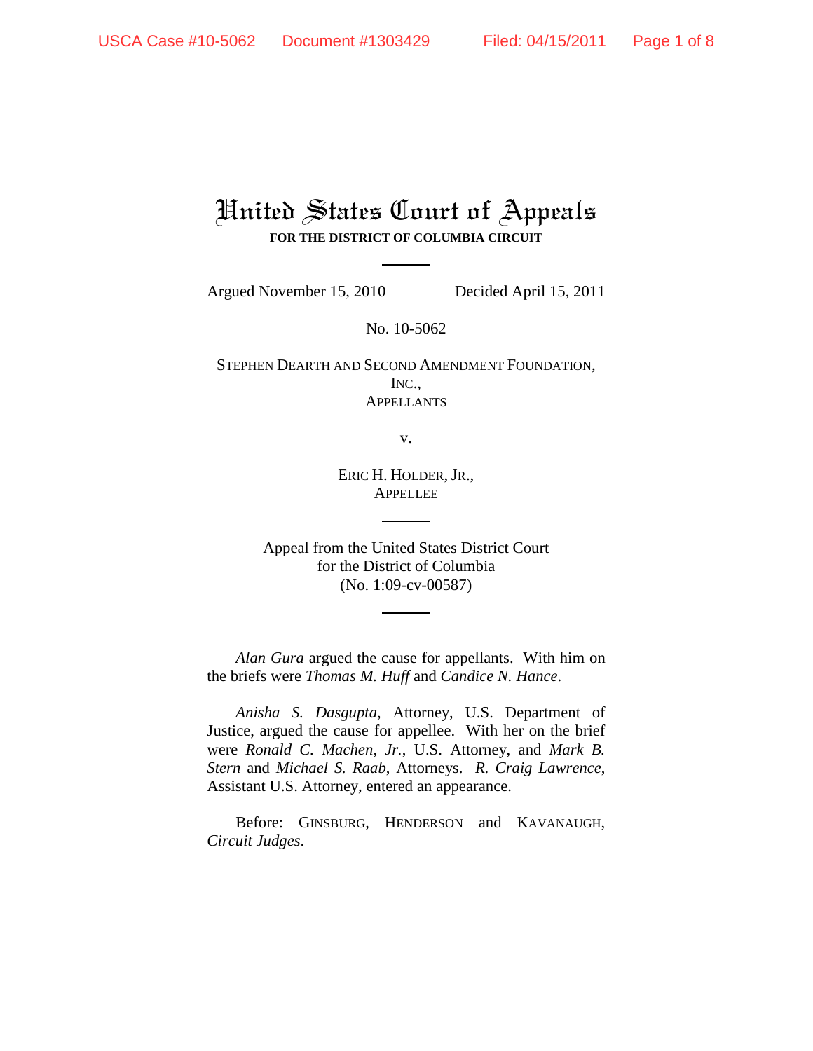# United States Court of Appeals

**FOR THE DISTRICT OF COLUMBIA CIRCUIT**

Argued November 15, 2010 Decided April 15, 2011

No. 10-5062

STEPHEN DEARTH AND SECOND AMENDMENT FOUNDATION, INC.,
APPELLANTS

v.

ERIC H. HOLDER, JR.,
APPELLEE

Appeal from the United States District Court
for the District of Columbia
(No. 1:09-cv-00587)

*Alan Gura* argued the cause for appellants. With him on the briefs were *Thomas M. Huff* and *Candice N. Hance*.

*Anisha S. Dasgupta*, Attorney, U.S. Department of Justice, argued the cause for appellee. With her on the brief were *Ronald C. Machen, Jr.*, U.S. Attorney, and *Mark B. Stern* and *Michael S. Raab*, Attorneys. *R. Craig Lawrence*, Assistant U.S. Attorney, entered an appearance.

Before: GINSBURG, HENDERSON and KAVANAUGH, *Circuit Judges*.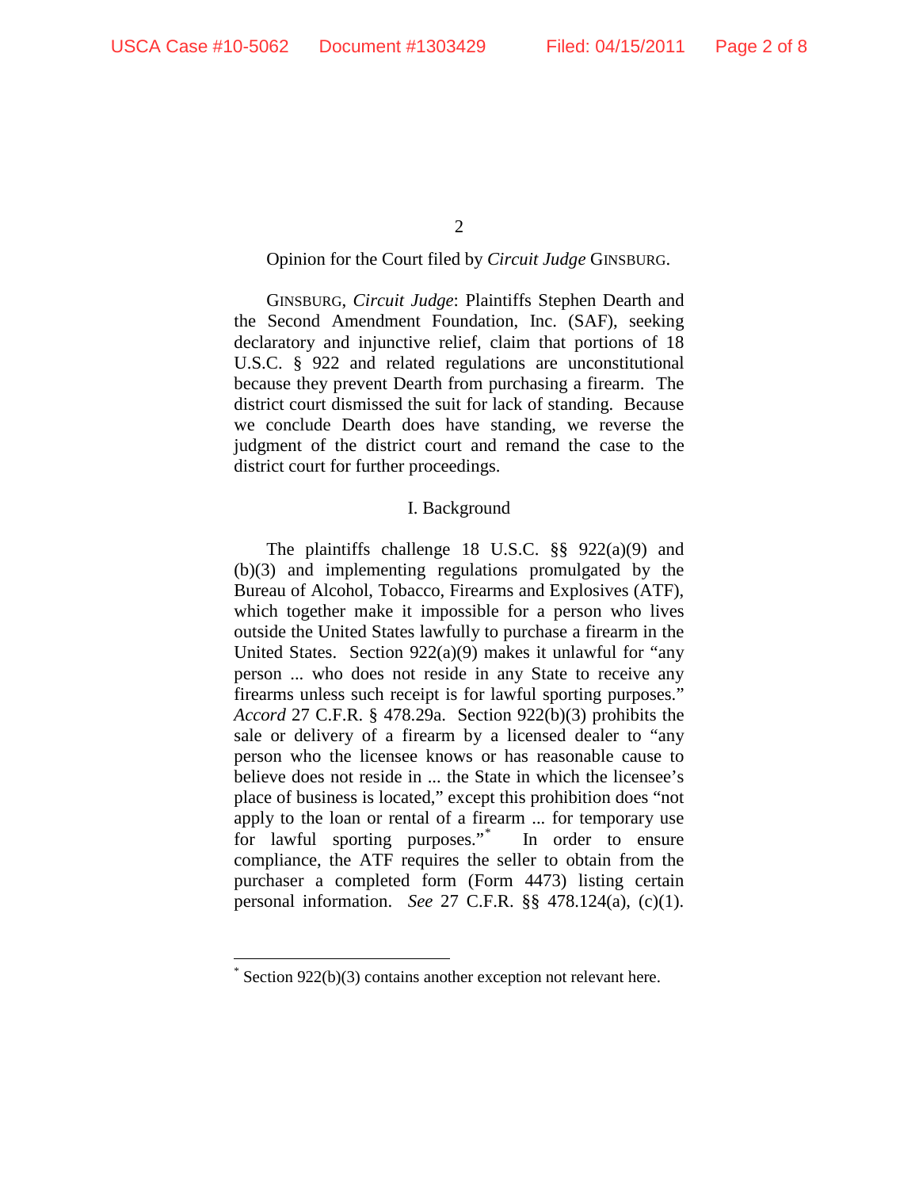Opinion for the Court filed by *Circuit Judge* GINSBURG.

GINSBURG, *Circuit Judge*: Plaintiffs Stephen Dearth and the Second Amendment Foundation, Inc. (SAF), seeking declaratory and injunctive relief, claim that portions of 18 U.S.C. § 922 and related regulations are unconstitutional because they prevent Dearth from purchasing a firearm. The district court dismissed the suit for lack of standing. Because we conclude Dearth does have standing, we reverse the judgment of the district court and remand the case to the district court for further proceedings.

## I. Background

The plaintiffs challenge 18 U.S.C. §§ 922(a)(9) and (b)(3) and implementing regulations promulgated by the Bureau of Alcohol, Tobacco, Firearms and Explosives (ATF), which together make it impossible for a person who lives outside the United States lawfully to purchase a firearm in the United States. Section 922(a)(9) makes it unlawful for "any person ... who does not reside in any State to receive any firearms unless such receipt is for lawful sporting purposes." *Accord* 27 C.F.R. § 478.29a. Section 922(b)(3) prohibits the sale or delivery of a firearm by a licensed dealer to "any person who the licensee knows or has reasonable cause to believe does not reside in ... the State in which the licensee's place of business is located," except this prohibition does "not apply to the loan or rental of a firearm ... for temporary use for lawful sporting purposes."* In order to ensure compliance, the ATF requires the seller to obtain from the purchaser a completed form (Form 4473) listing certain personal information. *See* 27 C.F.R. §§ 478.124(a), (c)(1).

* Section 922(b)(3) contains another exception not relevant here.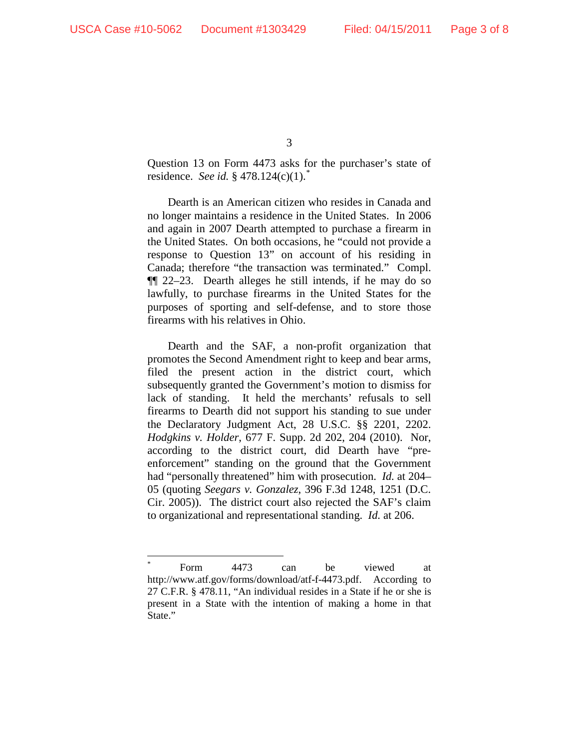Question 13 on Form 4473 asks for the purchaser's state of residence. *See id.* § 478.124(c)(1).[*]

Dearth is an American citizen who resides in Canada and no longer maintains a residence in the United States. In 2006 and again in 2007 Dearth attempted to purchase a firearm in the United States. On both occasions, he "could not provide a response to Question 13" on account of his residing in Canada; therefore "the transaction was terminated." Compl. ¶¶ 22–23. Dearth alleges he still intends, if he may do so lawfully, to purchase firearms in the United States for the purposes of sporting and self-defense, and to store those firearms with his relatives in Ohio.

Dearth and the SAF, a non-profit organization that promotes the Second Amendment right to keep and bear arms, filed the present action in the district court, which subsequently granted the Government's motion to dismiss for lack of standing. It held the merchants' refusals to sell firearms to Dearth did not support his standing to sue under the Declaratory Judgment Act, 28 U.S.C. §§ 2201, 2202. *Hodgkins v. Holder*, 677 F. Supp. 2d 202, 204 (2010). Nor, according to the district court, did Dearth have "pre-enforcement" standing on the ground that the Government had "personally threatened" him with prosecution. *Id.* at 204–05 (quoting *Seegars v. Gonzalez*, 396 F.3d 1248, 1251 (D.C. Cir. 2005)). The district court also rejected the SAF's claim to organizational and representational standing. *Id.* at 206.

---

[*] Form 4473 can be viewed at http://www.atf.gov/forms/download/atf-f-4473.pdf. According to 27 C.F.R. § 478.11, "An individual resides in a State if he or she is present in a State with the intention of making a home in that State."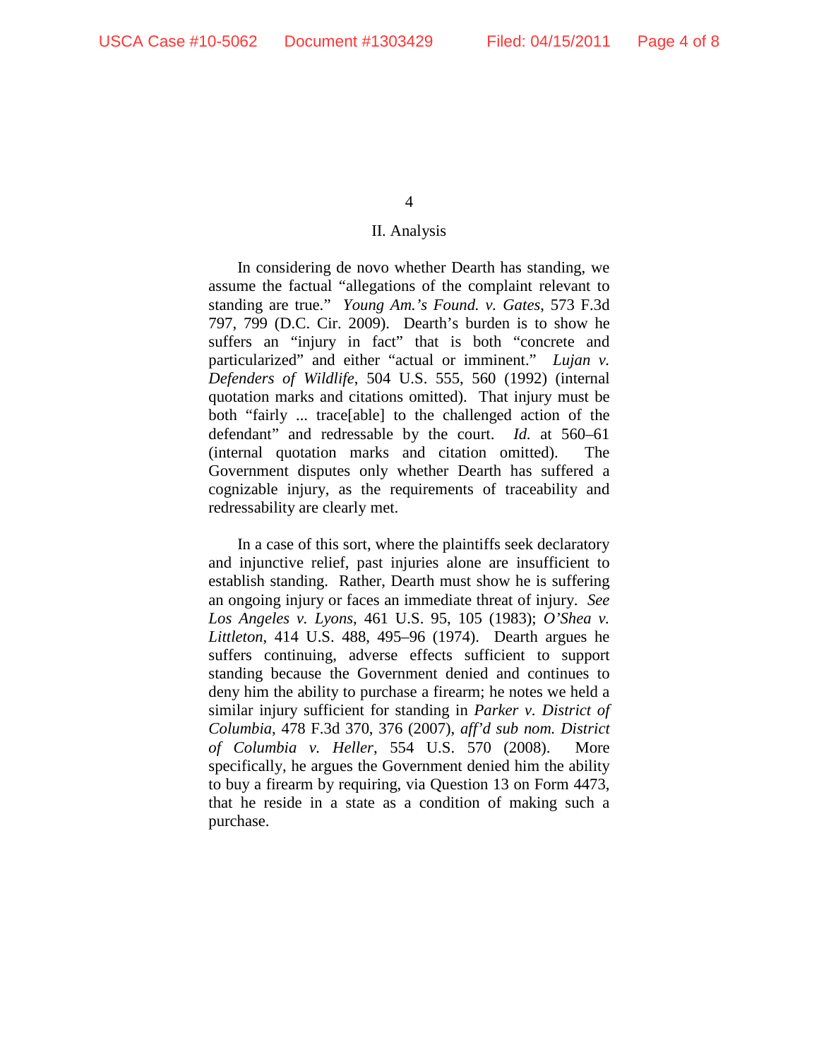## II. Analysis

In considering de novo whether Dearth has standing, we assume the factual "allegations of the complaint relevant to standing are true." *Young Am.'s Found. v. Gates*, 573 F.3d 797, 799 (D.C. Cir. 2009). Dearth's burden is to show he suffers an "injury in fact" that is both "concrete and particularized" and either "actual or imminent." *Lujan v. Defenders of Wildlife*, 504 U.S. 555, 560 (1992) (internal quotation marks and citations omitted). That injury must be both "fairly ... trace[able] to the challenged action of the defendant" and redressable by the court. *Id.* at 560–61 (internal quotation marks and citation omitted). The Government disputes only whether Dearth has suffered a cognizable injury, as the requirements of traceability and redressability are clearly met.

In a case of this sort, where the plaintiffs seek declaratory and injunctive relief, past injuries alone are insufficient to establish standing. Rather, Dearth must show he is suffering an ongoing injury or faces an immediate threat of injury. *See Los Angeles v. Lyons*, 461 U.S. 95, 105 (1983); *O'Shea v. Littleton*, 414 U.S. 488, 495–96 (1974). Dearth argues he suffers continuing, adverse effects sufficient to support standing because the Government denied and continues to deny him the ability to purchase a firearm; he notes we held a similar injury sufficient for standing in *Parker v. District of Columbia*, 478 F.3d 370, 376 (2007), *aff'd sub nom. District of Columbia v. Heller*, 554 U.S. 570 (2008). More specifically, he argues the Government denied him the ability to buy a firearm by requiring, via Question 13 on Form 4473, that he reside in a state as a condition of making such a purchase.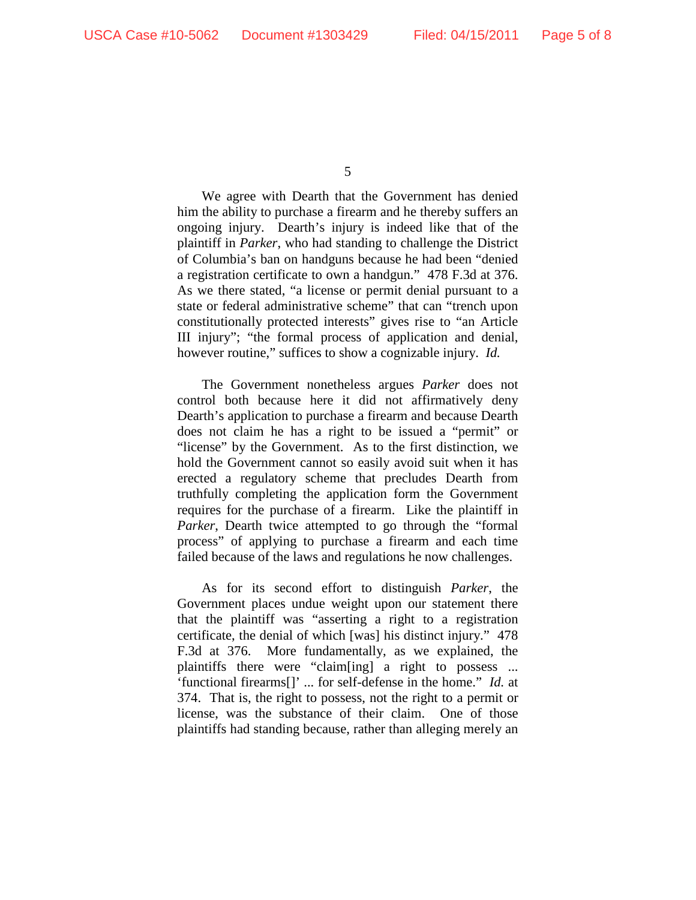We agree with Dearth that the Government has denied him the ability to purchase a firearm and he thereby suffers an ongoing injury. Dearth's injury is indeed like that of the plaintiff in *Parker*, who had standing to challenge the District of Columbia's ban on handguns because he had been "denied a registration certificate to own a handgun." 478 F.3d at 376. As we there stated, "a license or permit denial pursuant to a state or federal administrative scheme" that can "trench upon constitutionally protected interests" gives rise to "an Article III injury"; "the formal process of application and denial, however routine," suffices to show a cognizable injury. *Id.*

The Government nonetheless argues *Parker* does not control both because here it did not affirmatively deny Dearth's application to purchase a firearm and because Dearth does not claim he has a right to be issued a "permit" or "license" by the Government. As to the first distinction, we hold the Government cannot so easily avoid suit when it has erected a regulatory scheme that precludes Dearth from truthfully completing the application form the Government requires for the purchase of a firearm. Like the plaintiff in *Parker*, Dearth twice attempted to go through the "formal process" of applying to purchase a firearm and each time failed because of the laws and regulations he now challenges.

As for its second effort to distinguish *Parker*, the Government places undue weight upon our statement there that the plaintiff was "asserting a right to a registration certificate, the denial of which [was] his distinct injury." 478 F.3d at 376. More fundamentally, as we explained, the plaintiffs there were "claim[ing] a right to possess ... 'functional firearms[]' ... for self-defense in the home." *Id.* at 374. That is, the right to possess, not the right to a permit or license, was the substance of their claim. One of those plaintiffs had standing because, rather than alleging merely an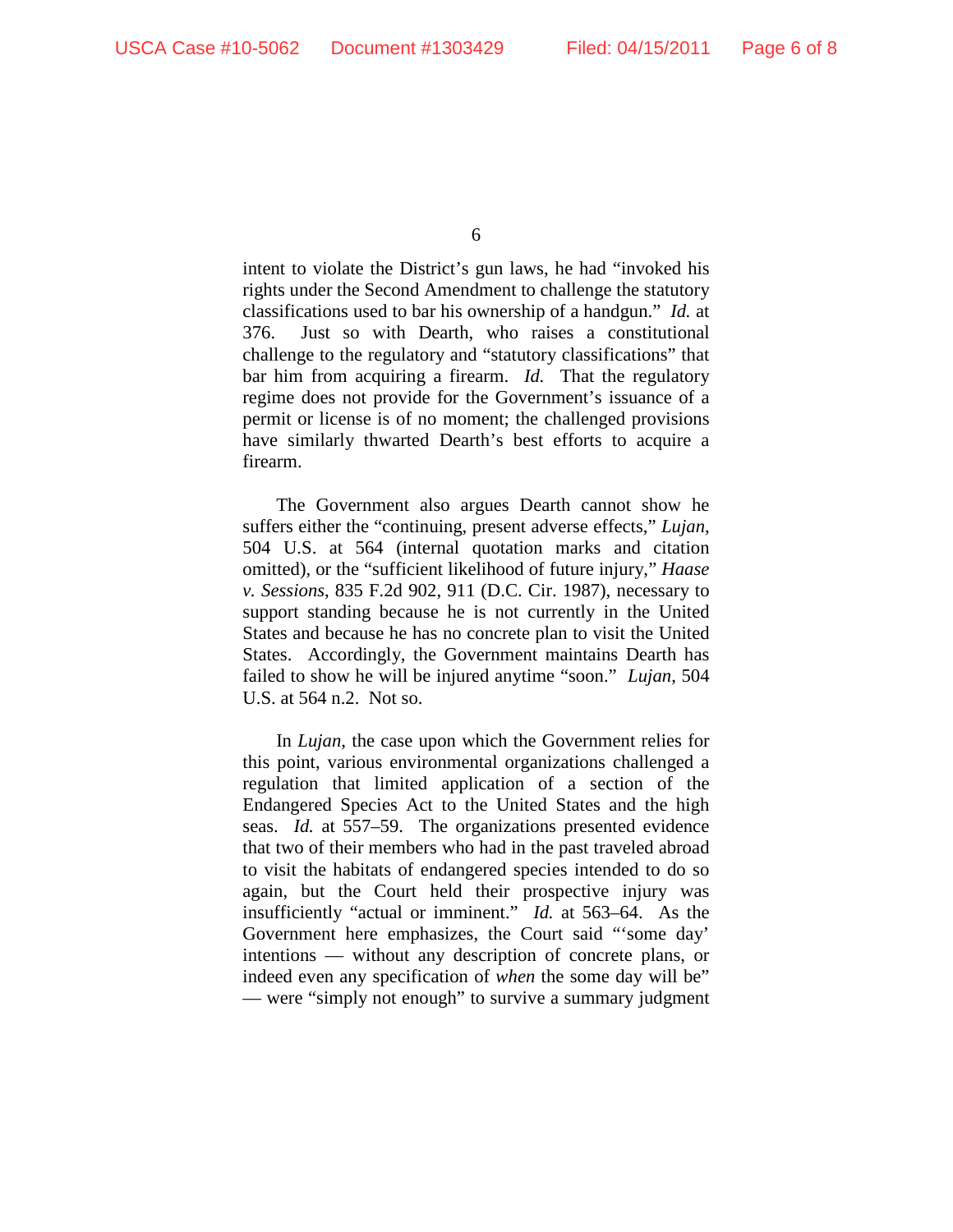intent to violate the District's gun laws, he had "invoked his rights under the Second Amendment to challenge the statutory classifications used to bar his ownership of a handgun." *Id.* at 376. Just so with Dearth, who raises a constitutional challenge to the regulatory and "statutory classifications" that bar him from acquiring a firearm. *Id.* That the regulatory regime does not provide for the Government's issuance of a permit or license is of no moment; the challenged provisions have similarly thwarted Dearth's best efforts to acquire a firearm.

The Government also argues Dearth cannot show he suffers either the "continuing, present adverse effects," *Lujan*, 504 U.S. at 564 (internal quotation marks and citation omitted), or the "sufficient likelihood of future injury," *Haase v. Sessions*, 835 F.2d 902, 911 (D.C. Cir. 1987), necessary to support standing because he is not currently in the United States and because he has no concrete plan to visit the United States. Accordingly, the Government maintains Dearth has failed to show he will be injured anytime "soon." *Lujan*, 504 U.S. at 564 n.2. Not so.

In *Lujan*, the case upon which the Government relies for this point, various environmental organizations challenged a regulation that limited application of a section of the Endangered Species Act to the United States and the high seas. *Id.* at 557–59. The organizations presented evidence that two of their members who had in the past traveled abroad to visit the habitats of endangered species intended to do so again, but the Court held their prospective injury was insufficiently "actual or imminent." *Id.* at 563–64. As the Government here emphasizes, the Court said "'some day' intentions — without any description of concrete plans, or indeed even any specification of *when* the some day will be" — were "simply not enough" to survive a summary judgment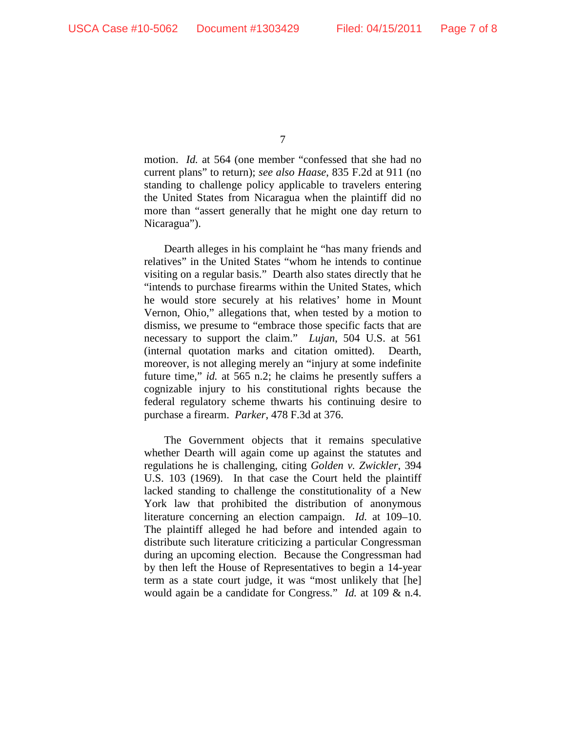motion. *Id.* at 564 (one member "confessed that she had no current plans" to return); *see also Haase*, 835 F.2d at 911 (no standing to challenge policy applicable to travelers entering the United States from Nicaragua when the plaintiff did no more than "assert generally that he might one day return to Nicaragua").

Dearth alleges in his complaint he "has many friends and relatives" in the United States "whom he intends to continue visiting on a regular basis." Dearth also states directly that he "intends to purchase firearms within the United States, which he would store securely at his relatives' home in Mount Vernon, Ohio," allegations that, when tested by a motion to dismiss, we presume to "embrace those specific facts that are necessary to support the claim." *Lujan*, 504 U.S. at 561 (internal quotation marks and citation omitted). Dearth, moreover, is not alleging merely an "injury at some indefinite future time," *id.* at 565 n.2; he claims he presently suffers a cognizable injury to his constitutional rights because the federal regulatory scheme thwarts his continuing desire to purchase a firearm. *Parker*, 478 F.3d at 376.

The Government objects that it remains speculative whether Dearth will again come up against the statutes and regulations he is challenging, citing *Golden v. Zwickler*, 394 U.S. 103 (1969). In that case the Court held the plaintiff lacked standing to challenge the constitutionality of a New York law that prohibited the distribution of anonymous literature concerning an election campaign. *Id.* at 109–10. The plaintiff alleged he had before and intended again to distribute such literature criticizing a particular Congressman during an upcoming election. Because the Congressman had by then left the House of Representatives to begin a 14-year term as a state court judge, it was "most unlikely that [he] would again be a candidate for Congress." *Id.* at 109 & n.4.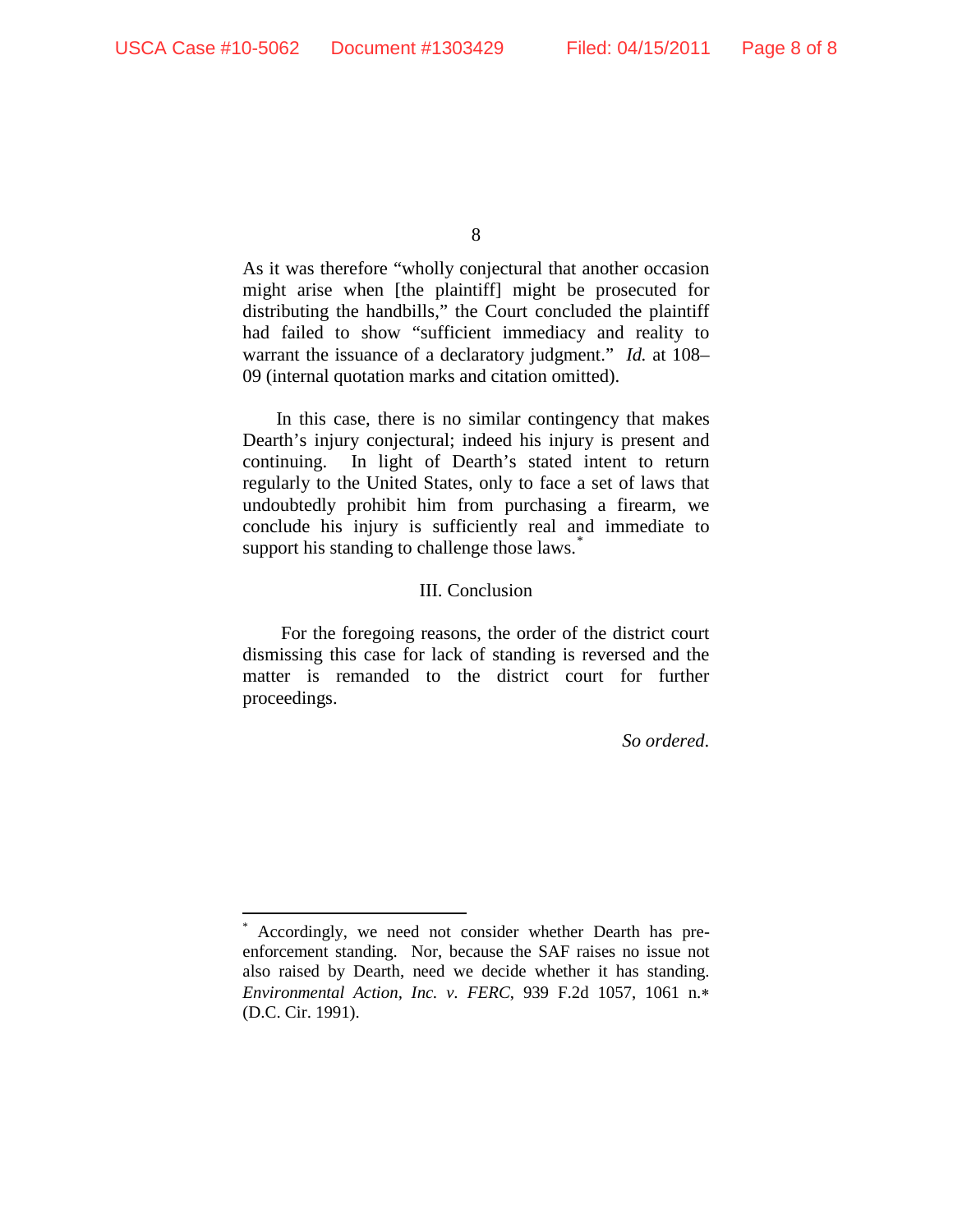As it was therefore "wholly conjectural that another occasion might arise when [the plaintiff] might be prosecuted for distributing the handbills," the Court concluded the plaintiff had failed to show "sufficient immediacy and reality to warrant the issuance of a declaratory judgment." *Id.* at 108–09 (internal quotation marks and citation omitted).

In this case, there is no similar contingency that makes Dearth's injury conjectural; indeed his injury is present and continuing. In light of Dearth's stated intent to return regularly to the United States, only to face a set of laws that undoubtedly prohibit him from purchasing a firearm, we conclude his injury is sufficiently real and immediate to support his standing to challenge those laws.[*]

## III. Conclusion

For the foregoing reasons, the order of the district court dismissing this case for lack of standing is reversed and the matter is remanded to the district court for further proceedings.

*So ordered.*

---

[*] Accordingly, we need not consider whether Dearth has pre-enforcement standing. Nor, because the SAF raises no issue not also raised by Dearth, need we decide whether it has standing. *Environmental Action, Inc. v. FERC*, 939 F.2d 1057, 1061 n.* (D.C. Cir. 1991).